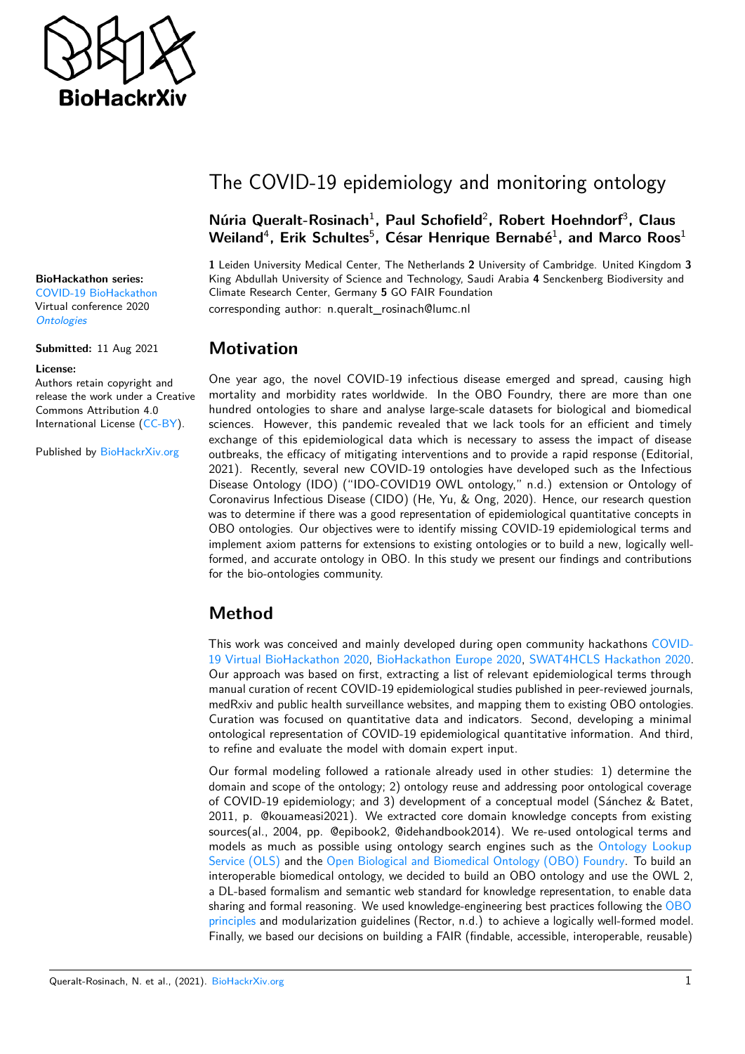# The COVID-19 epidemiology and monitoring ontology

**Núria Queralt-Rosinach**[1], **Paul Schofield**[2], **Robert Hoehndorf**[3], **Claus Weiland**[4], **Erik Schultes**[5], **César Henrique Bernabé**[1], **and Marco Roos**[1]

**1** Leiden University Medical Center, The Netherlands **2** University of Cambridge. United Kingdom **3** King Abdullah University of Science and Technology, Saudi Arabia **4** Senckenberg Biodiversity and Climate Research Center, Germany **5** GO FAIR Foundation

corresponding author: n.queralt_rosinach@lumc.nl

**BioHackathon series:**
COVID-19 BioHackathon
Virtual conference 2020
*Ontologies*

**Submitted:** 11 Aug 2021

**License:**
Authors retain copyright and release the work under a Creative Commons Attribution 4.0 International License (CC-BY).

Published by BioHackrXiv.org

## Motivation

One year ago, the novel COVID-19 infectious disease emerged and spread, causing high mortality and morbidity rates worldwide. In the OBO Foundry, there are more than one hundred ontologies to share and analyse large-scale datasets for biological and biomedical sciences. However, this pandemic revealed that we lack tools for an efficient and timely exchange of this epidemiological data which is necessary to assess the impact of disease outbreaks, the efficacy of mitigating interventions and to provide a rapid response (Editorial, 2021). Recently, several new COVID-19 ontologies have developed such as the Infectious Disease Ontology (IDO) ("IDO-COVID19 OWL ontology," n.d.) extension or Ontology of Coronavirus Infectious Disease (CIDO) (He, Yu, & Ong, 2020). Hence, our research question was to determine if there was a good representation of epidemiological quantitative concepts in OBO ontologies. Our objectives were to identify missing COVID-19 epidemiological terms and implement axiom patterns for extensions to existing ontologies or to build a new, logically well-formed, and accurate ontology in OBO. In this study we present our findings and contributions for the bio-ontologies community.

## Method

This work was conceived and mainly developed during open community hackathons COVID-19 Virtual BioHackathon 2020, BioHackathon Europe 2020, SWAT4HCLS Hackathon 2020. Our approach was based on first, extracting a list of relevant epidemiological terms through manual curation of recent COVID-19 epidemiological studies published in peer-reviewed journals, medRxiv and public health surveillance websites, and mapping them to existing OBO ontologies. Curation was focused on quantitative data and indicators. Second, developing a minimal ontological representation of COVID-19 epidemiological quantitative information. And third, to refine and evaluate the model with domain expert input.

Our formal modeling followed a rationale already used in other studies: 1) determine the domain and scope of the ontology; 2) ontology reuse and addressing poor ontological coverage of COVID-19 epidemiology; and 3) development of a conceptual model (Sánchez & Batet, 2011, p. @kouameasi2021). We extracted core domain knowledge concepts from existing sources(al., 2004, pp. @epibook2, @idehandbook2014). We re-used ontological terms and models as much as possible using ontology search engines such as the Ontology Lookup Service (OLS) and the Open Biological and Biomedical Ontology (OBO) Foundry. To build an interoperable biomedical ontology, we decided to build an OBO ontology and use the OWL 2, a DL-based formalism and semantic web standard for knowledge representation, to enable data sharing and formal reasoning. We used knowledge-engineering best practices following the OBO principles and modularization guidelines (Rector, n.d.) to achieve a logically well-formed model. Finally, we based our decisions on building a FAIR (findable, accessible, interoperable, reusable)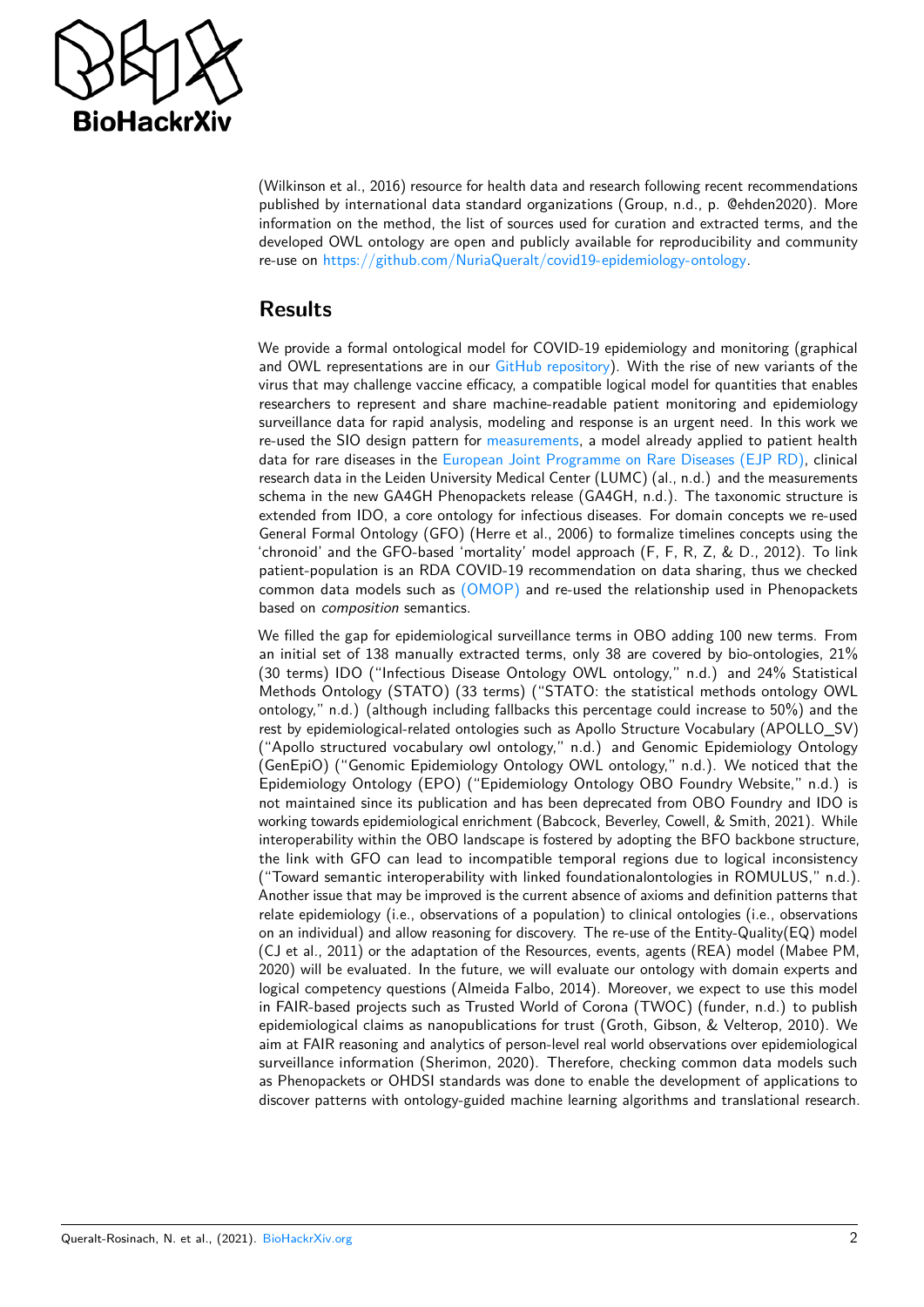(Wilkinson et al., 2016) resource for health data and research following recent recommendations published by international data standard organizations (Group, n.d., p. @ehden2020). More information on the method, the list of sources used for curation and extracted terms, and the developed OWL ontology are open and publicly available for reproducibility and community re-use on https://github.com/NuriaQueralt/covid19-epidemiology-ontology.

## Results

We provide a formal ontological model for COVID-19 epidemiology and monitoring (graphical and OWL representations are in our GitHub repository). With the rise of new variants of the virus that may challenge vaccine efficacy, a compatible logical model for quantities that enables researchers to represent and share machine-readable patient monitoring and epidemiology surveillance data for rapid analysis, modeling and response is an urgent need. In this work we re-used the SIO design pattern for measurements, a model already applied to patient health data for rare diseases in the European Joint Programme on Rare Diseases (EJP RD), clinical research data in the Leiden University Medical Center (LUMC) (al., n.d.) and the measurements schema in the new GA4GH Phenopackets release (GA4GH, n.d.). The taxonomic structure is extended from IDO, a core ontology for infectious diseases. For domain concepts we re-used General Formal Ontology (GFO) (Herre et al., 2006) to formalize timelines concepts using the 'chronoid' and the GFO-based 'mortality' model approach (F, F, R, Z, & D., 2012). To link patient-population is an RDA COVID-19 recommendation on data sharing, thus we checked common data models such as (OMOP) and re-used the relationship used in Phenopackets based on *composition* semantics.

We filled the gap for epidemiological surveillance terms in OBO adding 100 new terms. From an initial set of 138 manually extracted terms, only 38 are covered by bio-ontologies, 21% (30 terms) IDO ("Infectious Disease Ontology OWL ontology," n.d.) and 24% Statistical Methods Ontology (STATO) (33 terms) ("STATO: the statistical methods ontology OWL ontology," n.d.) (although including fallbacks this percentage could increase to 50%) and the rest by epidemiological-related ontologies such as Apollo Structure Vocabulary (APOLLO_SV) ("Apollo structured vocabulary owl ontology," n.d.) and Genomic Epidemiology Ontology (GenEpiO) ("Genomic Epidemiology Ontology OWL ontology," n.d.). We noticed that the Epidemiology Ontology (EPO) ("Epidemiology Ontology OBO Foundry Website," n.d.) is not maintained since its publication and has been deprecated from OBO Foundry and IDO is working towards epidemiological enrichment (Babcock, Beverley, Cowell, & Smith, 2021). While interoperability within the OBO landscape is fostered by adopting the BFO backbone structure, the link with GFO can lead to incompatible temporal regions due to logical inconsistency ("Toward semantic interoperability with linked foundationalontologies in ROMULUS," n.d.). Another issue that may be improved is the current absence of axioms and definition patterns that relate epidemiology (i.e., observations of a population) to clinical ontologies (i.e., observations on an individual) and allow reasoning for discovery. The re-use of the Entity-Quality(EQ) model (CJ et al., 2011) or the adaptation of the Resources, events, agents (REA) model (Mabee PM, 2020) will be evaluated. In the future, we will evaluate our ontology with domain experts and logical competency questions (Almeida Falbo, 2014). Moreover, we expect to use this model in FAIR-based projects such as Trusted World of Corona (TWOC) (funder, n.d.) to publish epidemiological claims as nanopublications for trust (Groth, Gibson, & Velterop, 2010). We aim at FAIR reasoning and analytics of person-level real world observations over epidemiological surveillance information (Sherimon, 2020). Therefore, checking common data models such as Phenopackets or OHDSI standards was done to enable the development of applications to discover patterns with ontology-guided machine learning algorithms and translational research.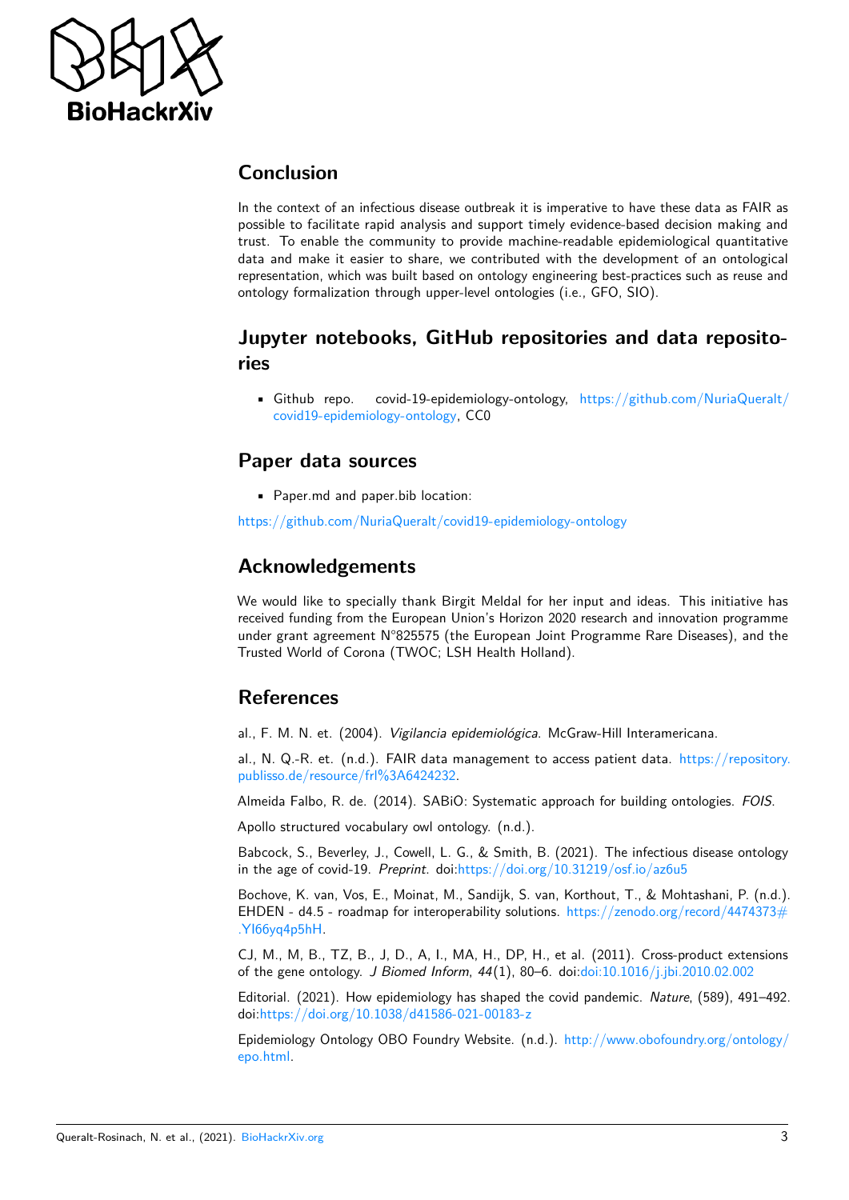## Conclusion

In the context of an infectious disease outbreak it is imperative to have these data as FAIR as possible to facilitate rapid analysis and support timely evidence-based decision making and trust. To enable the community to provide machine-readable epidemiological quantitative data and make it easier to share, we contributed with the development of an ontological representation, which was built based on ontology engineering best-practices such as reuse and ontology formalization through upper-level ontologies (i.e., GFO, SIO).

## Jupyter notebooks, GitHub repositories and data repositories

- Github repo. covid-19-epidemiology-ontology, https://github.com/NuriaQueralt/covid19-epidemiology-ontology, CC0

## Paper data sources

- Paper.md and paper.bib location:

https://github.com/NuriaQueralt/covid19-epidemiology-ontology

## Acknowledgements

We would like to specially thank Birgit Meldal for her input and ideas. This initiative has received funding from the European Union's Horizon 2020 research and innovation programme under grant agreement N°825575 (the European Joint Programme Rare Diseases), and the Trusted World of Corona (TWOC; LSH Health Holland).

## References

al., F. M. N. et. (2004). *Vigilancia epidemiológica*. McGraw-Hill Interamericana.

al., N. Q.-R. et. (n.d.). FAIR data management to access patient data. https://repository.publisso.de/resource/frl%3A6424232.

Almeida Falbo, R. de. (2014). SABiO: Systematic approach for building ontologies. *FOIS*.

Apollo structured vocabulary owl ontology. (n.d.).

Babcock, S., Beverley, J., Cowell, L. G., & Smith, B. (2021). The infectious disease ontology in the age of covid-19. *Preprint*. doi:https://doi.org/10.31219/osf.io/az6u5

Bochove, K. van, Vos, E., Moinat, M., Sandijk, S. van, Korthout, T., & Mohtashani, P. (n.d.). EHDEN - d4.5 - roadmap for interoperability solutions. https://zenodo.org/record/4474373#.YI66yq4p5hH.

CJ, M., M, B., TZ, B., J, D., A, I., MA, H., DP, H., et al. (2011). Cross-product extensions of the gene ontology. *J Biomed Inform*, *44*(1), 80–6. doi:doi:10.1016/j.jbi.2010.02.002

Editorial. (2021). How epidemiology has shaped the covid pandemic. *Nature*, (589), 491–492. doi:https://doi.org/10.1038/d41586-021-00183-z

Epidemiology Ontology OBO Foundry Website. (n.d.). http://www.obofoundry.org/ontology/epo.html.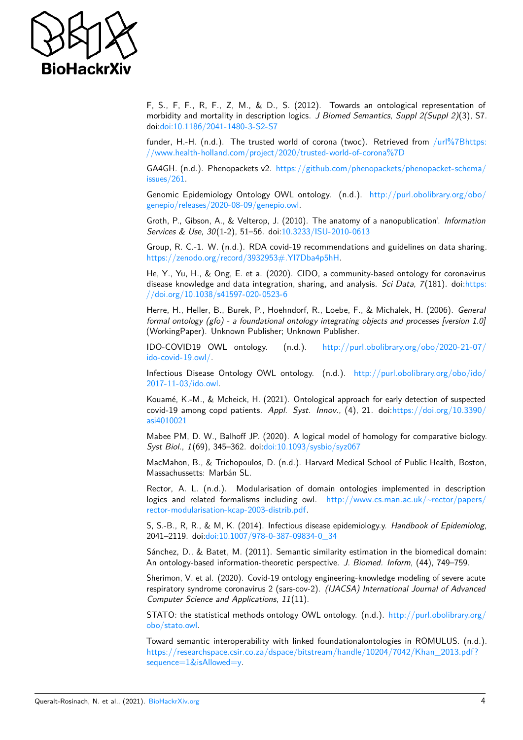F, S., F, F., R, F., Z, M., & D., S. (2012). Towards an ontological representation of morbidity and mortality in description logics. *J Biomed Semantics*, *Suppl 2(Suppl 2)*(3), S7. doi:doi:10.1186/2041-1480-3-S2-S7

funder, H.-H. (n.d.). The trusted world of corona (twoc). Retrieved from /url%7Bhttps://www.health-holland.com/project/2020/trusted-world-of-corona%7D

GA4GH. (n.d.). Phenopackets v2. https://github.com/phenopackets/phenopacket-schema/issues/261.

Genomic Epidemiology Ontology OWL ontology. (n.d.). http://purl.obolibrary.org/obo/genepio/releases/2020-08-09/genepio.owl.

Groth, P., Gibson, A., & Velterop, J. (2010). The anatomy of a nanopublication'. *Information Services & Use*, *30*(1-2), 51–56. doi:10.3233/ISU-2010-0613

Group, R. C.-1. W. (n.d.). RDA covid-19 recommendations and guidelines on data sharing. https://zenodo.org/record/3932953#.YI7Dba4p5hH.

He, Y., Yu, H., & Ong, E. et a. (2020). CIDO, a community-based ontology for coronavirus disease knowledge and data integration, sharing, and analysis. *Sci Data*, *7*(181). doi:https://doi.org/10.1038/s41597-020-0523-6

Herre, H., Heller, B., Burek, P., Hoehndorf, R., Loebe, F., & Michalek, H. (2006). *General formal ontology (gfo) - a foundational ontology integrating objects and processes [version 1.0]* (WorkingPaper). Unknown Publisher; Unknown Publisher.

IDO-COVID19 OWL ontology. (n.d.). http://purl.obolibrary.org/obo/2020-21-07/ido-covid-19.owl/.

Infectious Disease Ontology OWL ontology. (n.d.). http://purl.obolibrary.org/obo/ido/2017-11-03/ido.owl.

Kouamé, K.-M., & Mcheick, H. (2021). Ontological approach for early detection of suspected covid-19 among copd patients. *Appl. Syst. Innov.*, (4), 21. doi:https://doi.org/10.3390/asi4010021

Mabee PM, D. W., Balhoff JP. (2020). A logical model of homology for comparative biology. *Syst Biol.*, *1*(69), 345–362. doi:doi:10.1093/sysbio/syz067

MacMahon, B., & Trichopoulos, D. (n.d.). Harvard Medical School of Public Health, Boston, Massachussetts: Marbán SL.

Rector, A. L. (n.d.). Modularisation of domain ontologies implemented in description logics and related formalisms including owl. http://www.cs.man.ac.uk/~rector/papers/rector-modularisation-kcap-2003-distrib.pdf.

S, S.-B., R, R., & M, K. (2014). Infectious disease epidemiology.y. *Handbook of Epidemiolog*, 2041–2119. doi:doi:10.1007/978-0-387-09834-0_34

Sánchez, D., & Batet, M. (2011). Semantic similarity estimation in the biomedical domain: An ontology-based information-theoretic perspective. *J. Biomed. Inform*, (44), 749–759.

Sherimon, V. et al. (2020). Covid-19 ontology engineering-knowledge modeling of severe acute respiratory syndrome coronavirus 2 (sars-cov-2). *(IJACSA) International Journal of Advanced Computer Science and Applications*, *11*(11).

STATO: the statistical methods ontology OWL ontology. (n.d.). http://purl.obolibrary.org/obo/stato.owl.

Toward semantic interoperability with linked foundationalontologies in ROMULUS. (n.d.). https://researchspace.csir.co.za/dspace/bitstream/handle/10204/7042/Khan_2013.pdf?sequence=1&isAllowed=y.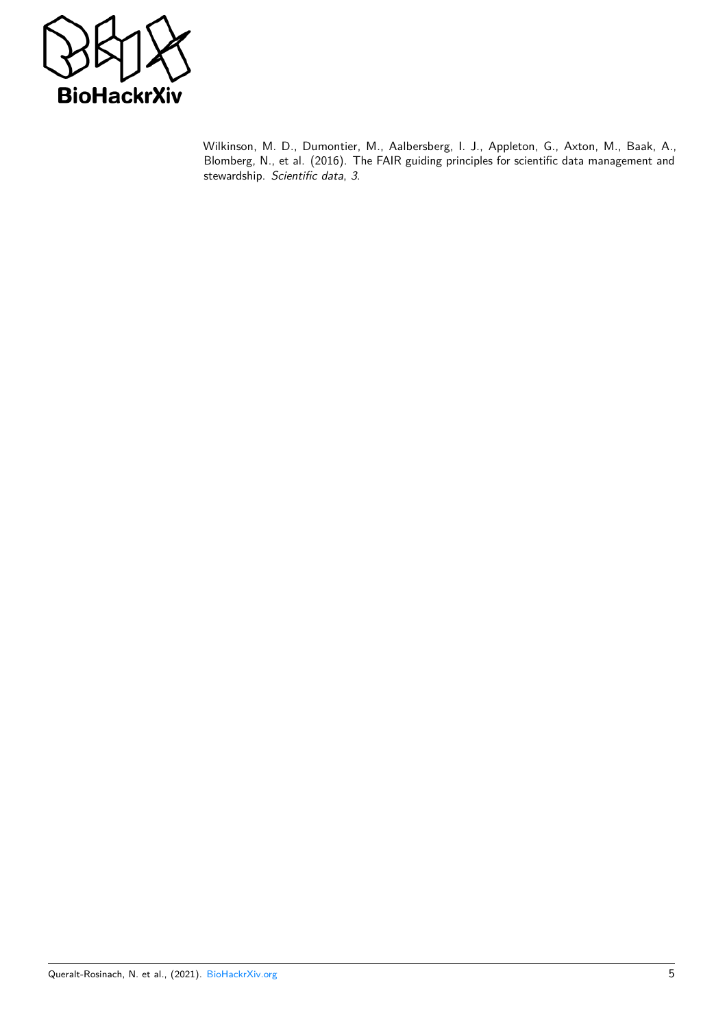Wilkinson, M. D., Dumontier, M., Aalbersberg, I. J., Appleton, G., Axton, M., Baak, A., Blomberg, N., et al. (2016). The FAIR guiding principles for scientific data management and stewardship. *Scientific data*, *3*.